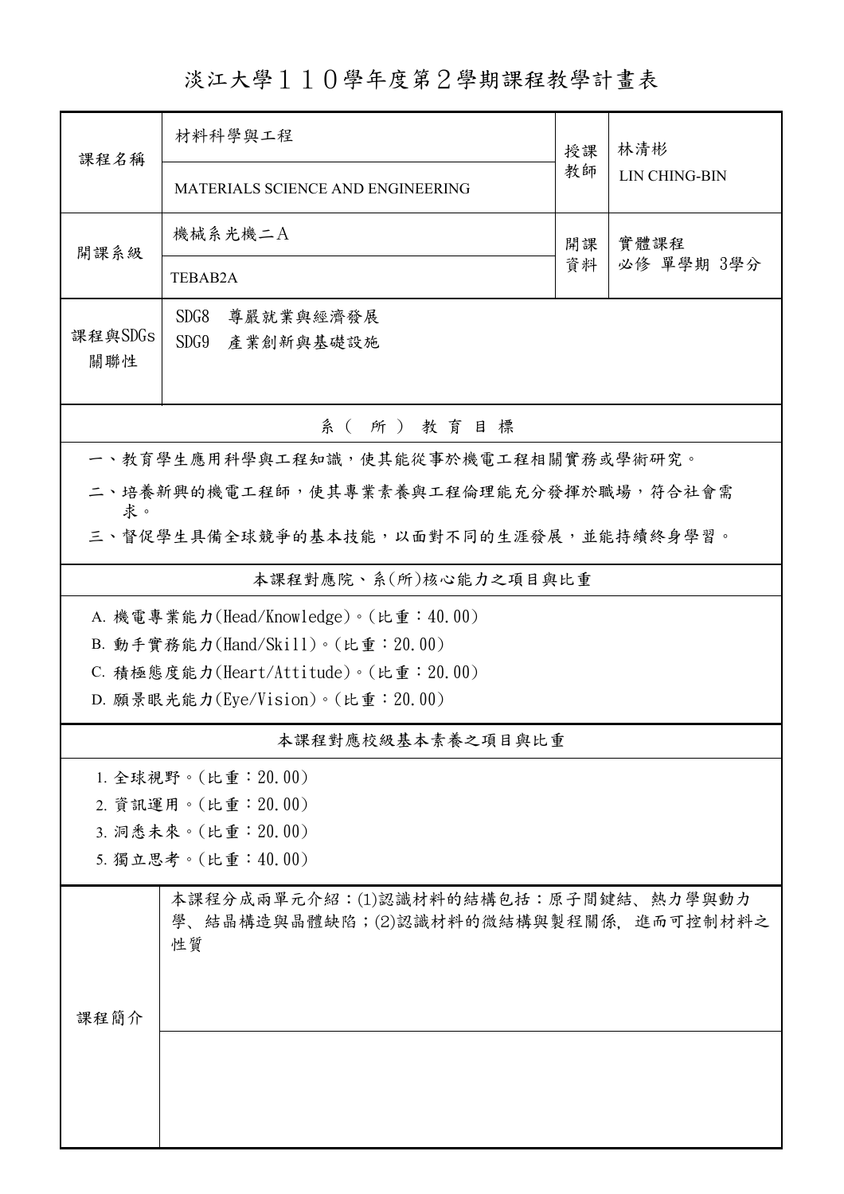# 淡江大學１１０學年度第２學期課程教學計畫表

| 課程名稱 | 材料科學與工程<br>MATERIALS SCIENCE AND ENGINEERING | 授課教師 | 林清彬<br>LIN CHING-BIN |
|---|---|---|---|
| 開課系級 | 機械系光機二A<br>TEBAB2A | 開課資料 | 實體課程<br>必修 單學期 3學分 |
| 課程與SDGs關聯性 | SDG8　尊嚴就業與經濟發展<br>SDG9　產業創新與基礎設施 | | |

## 系（所）教育目標

一、教育學生應用科學與工程知識，使其能從事於機電工程相關實務或學術研究。

二、培養新興的機電工程師，使其專業素養與工程倫理能充分發揮於職場，符合社會需求。

三、督促學生具備全球競爭的基本技能，以面對不同的生涯發展，並能持續終身學習。

## 本課程對應院、系(所)核心能力之項目與比重

A. 機電專業能力(Head/Knowledge)。(比重：40.00)

B. 動手實務能力(Hand/Skill)。(比重：20.00)

C. 積極態度能力(Heart/Attitude)。(比重：20.00)

D. 願景眼光能力(Eye/Vision)。(比重：20.00)

## 本課程對應校級基本素養之項目與比重

1. 全球視野。(比重：20.00)
2. 資訊運用。(比重：20.00)
3. 洞悉未來。(比重：20.00)
5. 獨立思考。(比重：40.00)

## 課程簡介

本課程分成兩單元介紹：(1)認識材料的結構包括：原子間鍵結、熱力學與動力學、結晶構造與晶體缺陷；(2)認識材料的微結構與製程關係，進而可控制材料之性質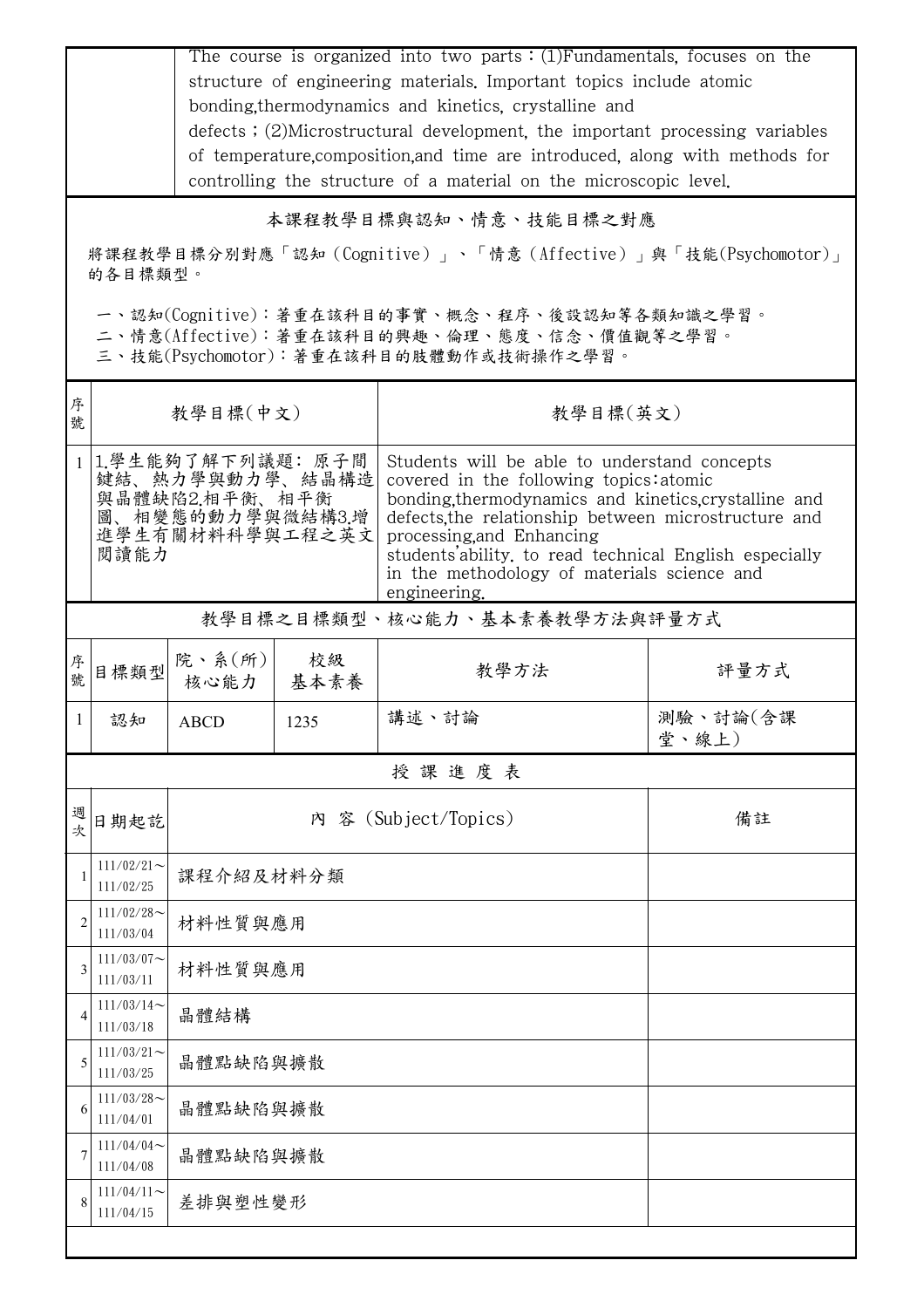| | The course is organized into two parts：(1)Fundamentals, focuses on the structure of engineering materials. Important topics include atomic bonding,thermodynamics and kinetics, crystalline and defects；(2)Microstructural development, the important processing variables of temperature,composition,and time are introduced, along with methods for controlling the structure of a material on the microscopic level. |
|---|---|

## 本課程教學目標與認知、情意、技能目標之對應

將課程教學目標分別對應「認知（Cognitive）」、「情意（Affective）」與「技能(Psychomotor)」的各目標類型。

一、認知(Cognitive)：著重在該科目的事實、概念、程序、後設認知等各類知識之學習。
二、情意(Affective)：著重在該科目的興趣、倫理、態度、信念、價值觀等之學習。
三、技能(Psychomotor)：著重在該科目的肢體動作或技術操作之學習。

| 序號 | 教學目標(中文) | 教學目標(英文) |
|---|---|---|
| 1 | 1.學生能夠了解下列議題: 原子間鍵結、熱力學與動力學、結晶構造與晶體缺陷2.相平衡、相平衡圖、相變態的動力學與微結構3.增進學生有關材料科學與工程之英文閱讀能力 | Students will be able to understand concepts covered in the following topics:atomic bonding,thermodynamics and kinetics,crystalline and defects,the relationship between microstructure and processing,and Enhancing students'ability. to read technical English especially in the methodology of materials science and engineering. |

## 教學目標之目標類型、核心能力、基本素養教學方法與評量方式

| 序號 | 目標類型 | 院、系(所)核心能力 | 校級基本素養 | 教學方法 | 評量方式 |
|---|---|---|---|---|---|
| 1 | 認知 | ABCD | 1235 | 講述、討論 | 測驗、討論(含課堂、線上) |

## 授 課 進 度 表

| 週次 | 日期起訖 | 內 容 (Subject/Topics) | 備註 |
|---|---|---|---|
| 1 | 111/02/21～111/02/25 | 課程介紹及材料分類 | |
| 2 | 111/02/28～111/03/04 | 材料性質與應用 | |
| 3 | 111/03/07～111/03/11 | 材料性質與應用 | |
| 4 | 111/03/14～111/03/18 | 晶體結構 | |
| 5 | 111/03/21～111/03/25 | 晶體點缺陷與擴散 | |
| 6 | 111/03/28～111/04/01 | 晶體點缺陷與擴散 | |
| 7 | 111/04/04～111/04/08 | 晶體點缺陷與擴散 | |
| 8 | 111/04/11～111/04/15 | 差排與塑性變形 | |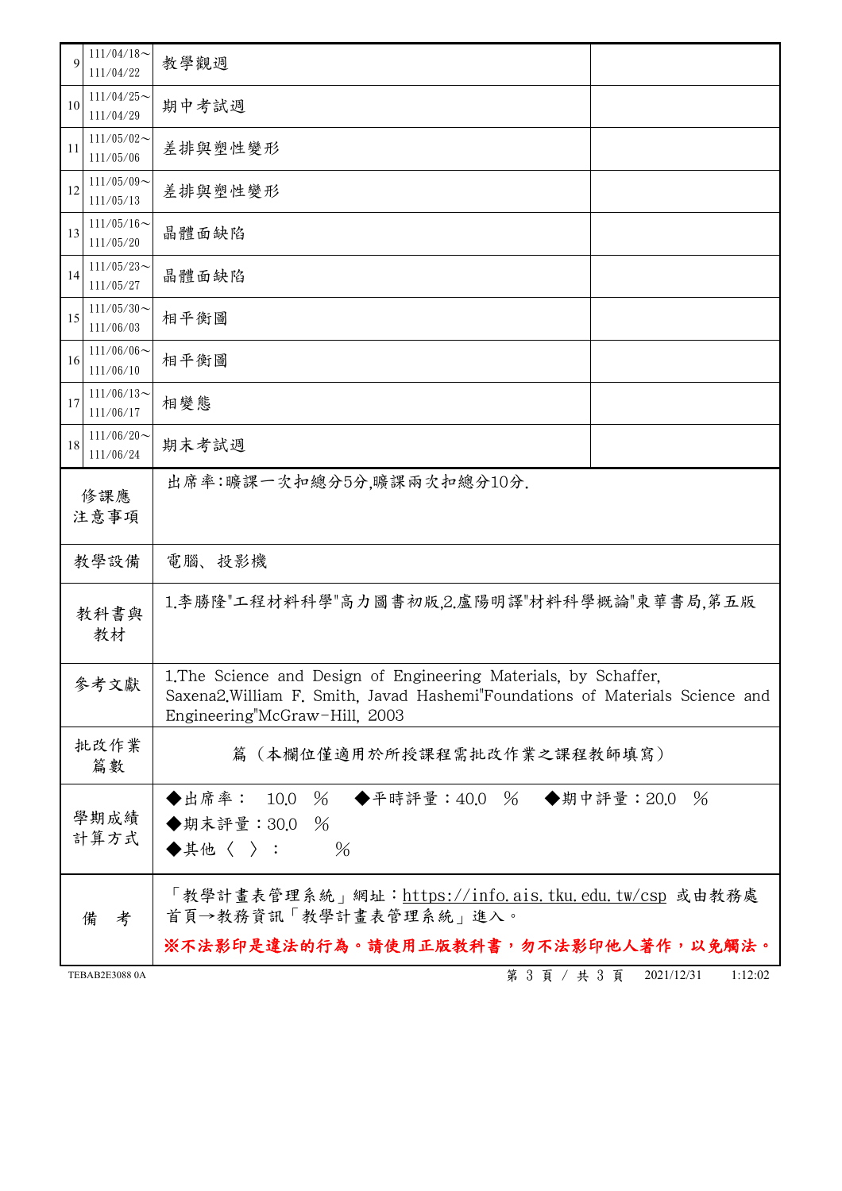| | | | |
|---|---|---|---|
| 9 | 111/04/18～111/04/22 | 教學觀週 | |
| 10 | 111/04/25～111/04/29 | 期中考試週 | |
| 11 | 111/05/02～111/05/06 | 差排與塑性變形 | |
| 12 | 111/05/09～111/05/13 | 差排與塑性變形 | |
| 13 | 111/05/16～111/05/20 | 晶體面缺陷 | |
| 14 | 111/05/23～111/05/27 | 晶體面缺陷 | |
| 15 | 111/05/30～111/06/03 | 相平衡圖 | |
| 16 | 111/06/06～111/06/10 | 相平衡圖 | |
| 17 | 111/06/13～111/06/17 | 相變態 | |
| 18 | 111/06/20～111/06/24 | 期末考試週 | |

| | |
|---|---|
| 修課應注意事項 | 出席率:曠課一次扣總分5分,曠課兩次扣總分10分. |
| 教學設備 | 電腦、投影機 |
| 教科書與教材 | 1.李勝隆"工程材料科學"高力圖書初版,2.盧陽明譯"材料科學概論"東華書局,第五版 |
| 參考文獻 | 1.The Science and Design of Engineering Materials, by Schaffer, Saxena2.William F. Smith, Javad Hashemi"Foundations of Materials Science and Engineering"McGraw-Hill, 2003 |
| 批改作業篇數 | 篇（本欄位僅適用於所授課程需批改作業之課程教師填寫） |
| 學期成績計算方式 | ◆出席率： 10.0 %　◆平時評量：40.0 %　◆期中評量：20.0 %<br>◆期末評量：30.0 %<br>◆其他〈 〉： % |
| 備　考 | 「教學計畫表管理系統」網址：https://info.ais.tku.edu.tw/csp 或由教務處首頁→教務資訊「教學計畫表管理系統」進入。<br>**※不法影印是違法的行為。請使用正版教科書，勿不法影印他人著作，以免觸法。** |

TEBAB2E3088 0A　　2021/12/31　1:12:02